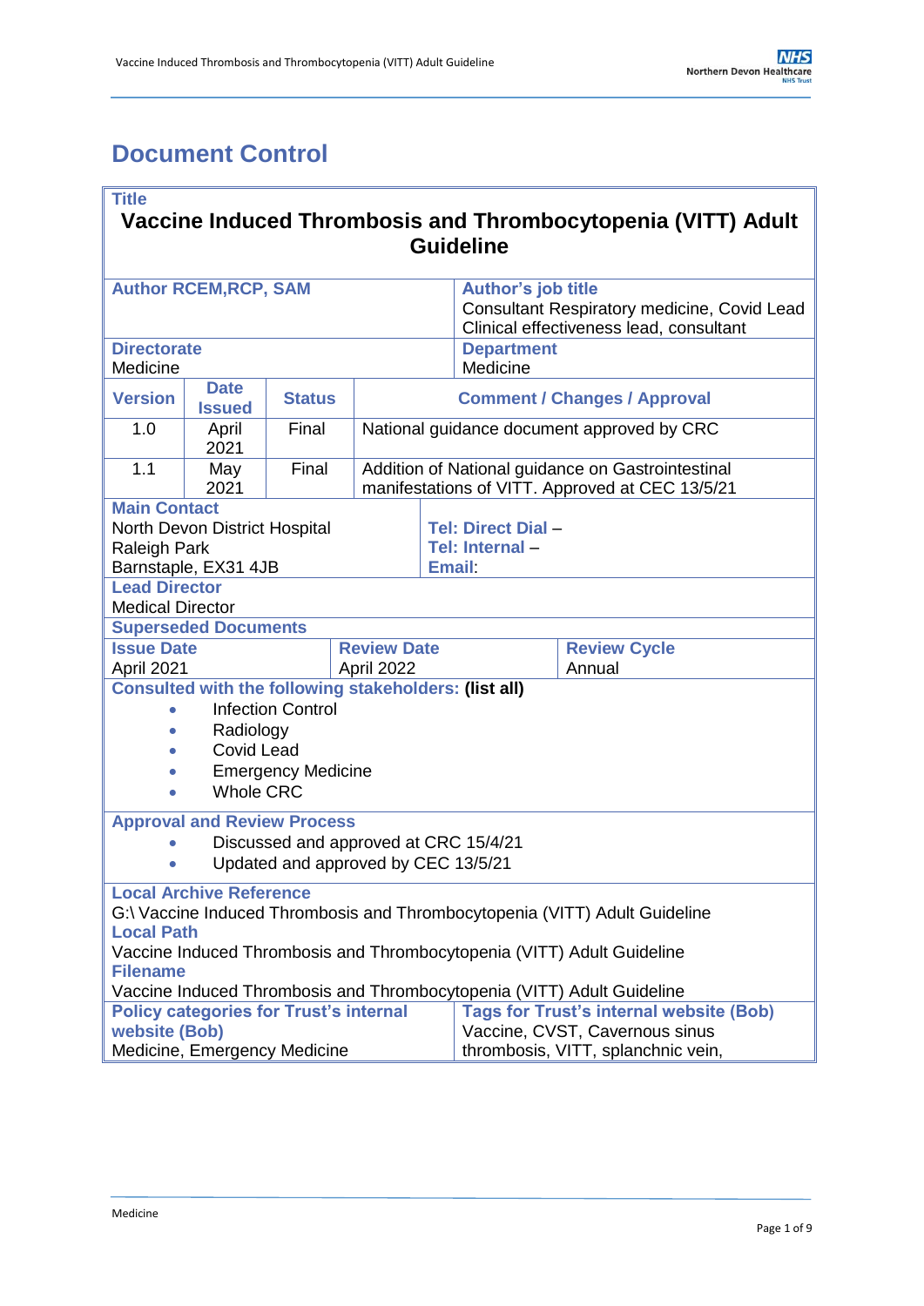# Document Control

| **Title** | | | | | |
|---|---|---|---|---|---|
| **Vaccine Induced Thrombosis and Thrombocytopenia (VITT) Adult Guideline** | | | | | |
| **Author RCEM,RCP, SAM** | | | | **Author's job title** Consultant Respiratory medicine, Covid Lead Clinical effectiveness lead, consultant | |
| **Directorate** Medicine | | | | **Department** Medicine | |
| **Version** | **Date Issued** | **Status** | **Comment / Changes / Approval** | | |
| 1.0 | April 2021 | Final | National guidance document approved by CRC | | |
| 1.1 | May 2021 | Final | Addition of National guidance on Gastrointestinal manifestations of VITT. Approved at CEC 13/5/21 | | |
| **Main Contact** North Devon District Hospital Raleigh Park Barnstaple, EX31 4JB | | | | **Tel: Direct Dial** – **Tel: Internal** – **Email**: | |
| **Lead Director** Medical Director | | | | | |
| **Superseded Documents** | | | | | |
| **Issue Date** April 2021 | | | **Review Date** April 2022 | | **Review Cycle** Annual |
| **Consulted with the following stakeholders: (list all)** <br>• Infection Control <br>• Radiology <br>• Covid Lead <br>• Emergency Medicine <br>• Whole CRC | | | | | |
| **Approval and Review Process** <br>• Discussed and approved at CRC 15/4/21 <br>• Updated and approved by CEC 13/5/21 | | | | | |
| **Local Archive Reference** G:\ Vaccine Induced Thrombosis and Thrombocytopenia (VITT) Adult Guideline <br>**Local Path** Vaccine Induced Thrombosis and Thrombocytopenia (VITT) Adult Guideline <br>**Filename** Vaccine Induced Thrombosis and Thrombocytopenia (VITT) Adult Guideline | | | | | |
| **Policy categories for Trust's internal website (Bob)** Medicine, Emergency Medicine | | | | **Tags for Trust's internal website (Bob)** Vaccine, CVST, Cavernous sinus thrombosis, VITT, splanchnic vein, | |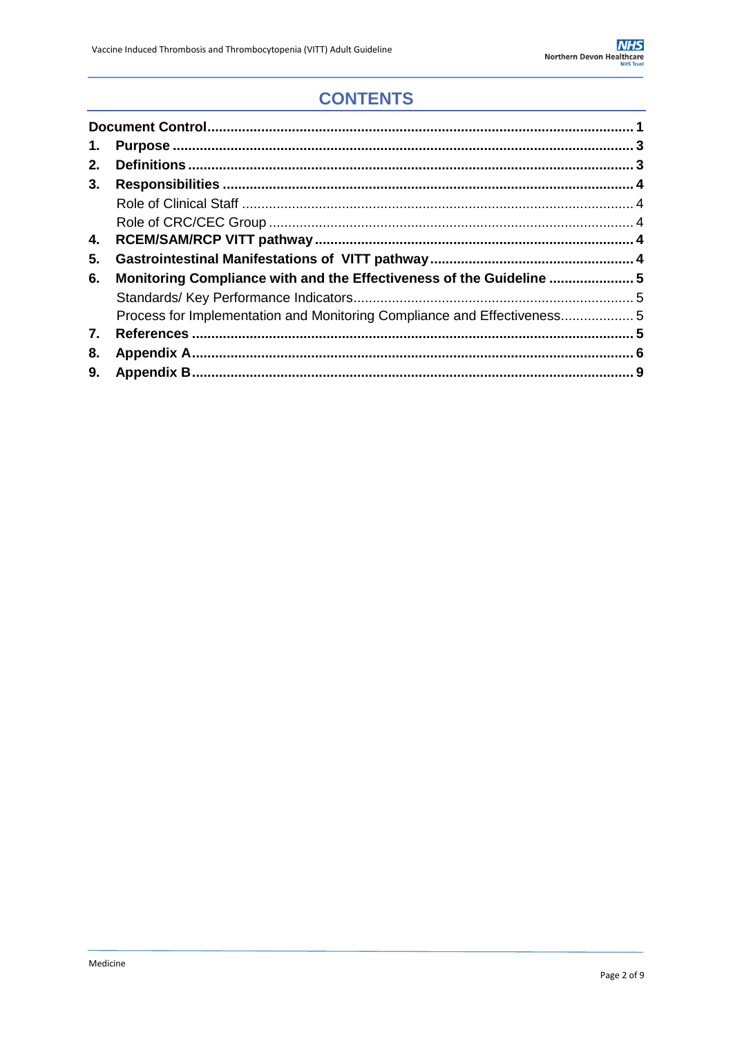# CONTENTS

| | |
|---|---|
| **Document Control** | **1** |
| **1. Purpose** | **3** |
| **2. Definitions** | **3** |
| **3. Responsibilities** | **4** |
| Role of Clinical Staff | 4 |
| Role of CRC/CEC Group | 4 |
| **4. RCEM/SAM/RCP VITT pathway** | **4** |
| **5. Gastrointestinal Manifestations of VITT pathway** | **4** |
| **6. Monitoring Compliance with and the Effectiveness of the Guideline** | **5** |
| Standards/ Key Performance Indicators | 5 |
| Process for Implementation and Monitoring Compliance and Effectiveness | 5 |
| **7. References** | **5** |
| **8. Appendix A** | **6** |
| **9. Appendix B** | **9** |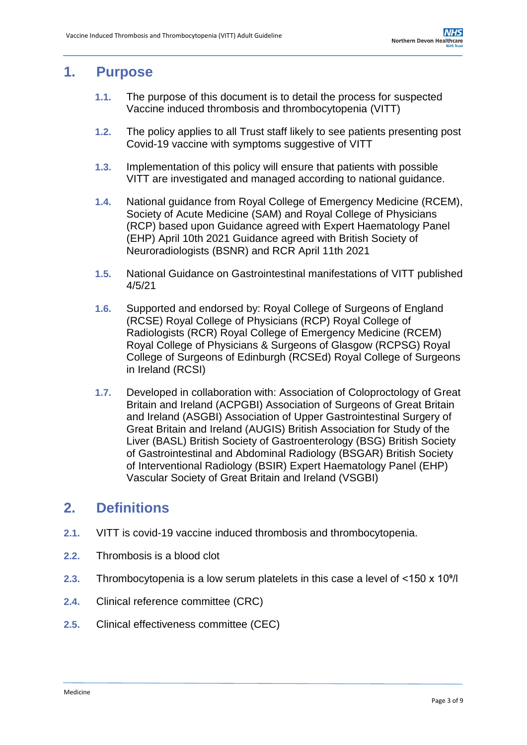## 1. Purpose

**1.1.** The purpose of this document is to detail the process for suspected Vaccine induced thrombosis and thrombocytopenia (VITT)

**1.2.** The policy applies to all Trust staff likely to see patients presenting post Covid-19 vaccine with symptoms suggestive of VITT

**1.3.** Implementation of this policy will ensure that patients with possible VITT are investigated and managed according to national guidance.

**1.4.** National guidance from Royal College of Emergency Medicine (RCEM), Society of Acute Medicine (SAM) and Royal College of Physicians (RCP) based upon Guidance agreed with Expert Haematology Panel (EHP) April 10th 2021 Guidance agreed with British Society of Neuroradiologists (BSNR) and RCR April 11th 2021

**1.5.** National Guidance on Gastrointestinal manifestations of VITT published 4/5/21

**1.6.** Supported and endorsed by: Royal College of Surgeons of England (RCSE) Royal College of Physicians (RCP) Royal College of Radiologists (RCR) Royal College of Emergency Medicine (RCEM) Royal College of Physicians & Surgeons of Glasgow (RCPSG) Royal College of Surgeons of Edinburgh (RCSEd) Royal College of Surgeons in Ireland (RCSI)

**1.7.** Developed in collaboration with: Association of Coloproctology of Great Britain and Ireland (ACPGBI) Association of Surgeons of Great Britain and Ireland (ASGBI) Association of Upper Gastrointestinal Surgery of Great Britain and Ireland (AUGIS) British Association for Study of the Liver (BASL) British Society of Gastroenterology (BSG) British Society of Gastrointestinal and Abdominal Radiology (BSGAR) British Society of Interventional Radiology (BSIR) Expert Haematology Panel (EHP) Vascular Society of Great Britain and Ireland (VSGBI)

## 2. Definitions

**2.1.** VITT is covid-19 vaccine induced thrombosis and thrombocytopenia.

**2.2.** Thrombosis is a blood clot

**2.3.** Thrombocytopenia is a low serum platelets in this case a level of $<150 \times 10^9$/l

**2.4.** Clinical reference committee (CRC)

**2.5.** Clinical effectiveness committee (CEC)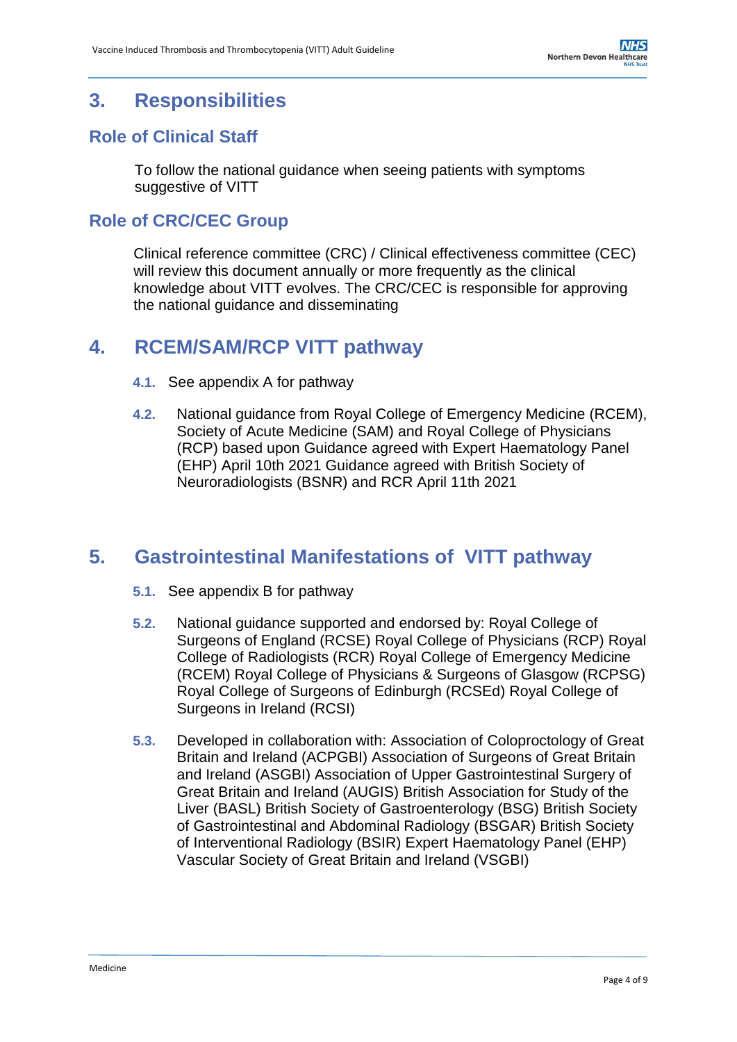## 3. Responsibilities

### Role of Clinical Staff

To follow the national guidance when seeing patients with symptoms suggestive of VITT

### Role of CRC/CEC Group

Clinical reference committee (CRC) / Clinical effectiveness committee (CEC) will review this document annually or more frequently as the clinical knowledge about VITT evolves. The CRC/CEC is responsible for approving the national guidance and disseminating

## 4. RCEM/SAM/RCP VITT pathway

**4.1.** See appendix A for pathway

**4.2.** National guidance from Royal College of Emergency Medicine (RCEM), Society of Acute Medicine (SAM) and Royal College of Physicians (RCP) based upon Guidance agreed with Expert Haematology Panel (EHP) April 10th 2021 Guidance agreed with British Society of Neuroradiologists (BSNR) and RCR April 11th 2021

## 5. Gastrointestinal Manifestations of VITT pathway

**5.1.** See appendix B for pathway

**5.2.** National guidance supported and endorsed by: Royal College of Surgeons of England (RCSE) Royal College of Physicians (RCP) Royal College of Radiologists (RCR) Royal College of Emergency Medicine (RCEM) Royal College of Physicians & Surgeons of Glasgow (RCPSG) Royal College of Surgeons of Edinburgh (RCSEd) Royal College of Surgeons in Ireland (RCSI)

**5.3.** Developed in collaboration with: Association of Coloproctology of Great Britain and Ireland (ACPGBI) Association of Surgeons of Great Britain and Ireland (ASGBI) Association of Upper Gastrointestinal Surgery of Great Britain and Ireland (AUGIS) British Association for Study of the Liver (BASL) British Society of Gastroenterology (BSG) British Society of Gastrointestinal and Abdominal Radiology (BSGAR) British Society of Interventional Radiology (BSIR) Expert Haematology Panel (EHP) Vascular Society of Great Britain and Ireland (VSGBI)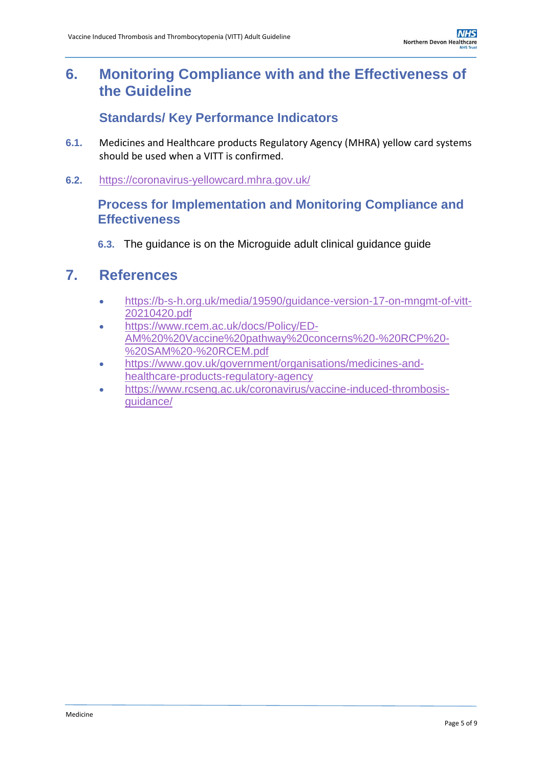## 6. Monitoring Compliance with and the Effectiveness of the Guideline

### Standards/ Key Performance Indicators

**6.1.** Medicines and Healthcare products Regulatory Agency (MHRA) yellow card systems should be used when a VITT is confirmed.

**6.2.** https://coronavirus-yellowcard.mhra.gov.uk/

### Process for Implementation and Monitoring Compliance and Effectiveness

**6.3.** The guidance is on the Microguide adult clinical guidance guide

## 7. References

- https://b-s-h.org.uk/media/19590/guidance-version-17-on-mngmt-of-vitt-20210420.pdf
- https://www.rcem.ac.uk/docs/Policy/ED-AM%20%20Vaccine%20pathway%20concerns%20-%20RCP%20-%20SAM%20-%20RCEM.pdf
- https://www.gov.uk/government/organisations/medicines-and-healthcare-products-regulatory-agency
- https://www.rcseng.ac.uk/coronavirus/vaccine-induced-thrombosis-guidance/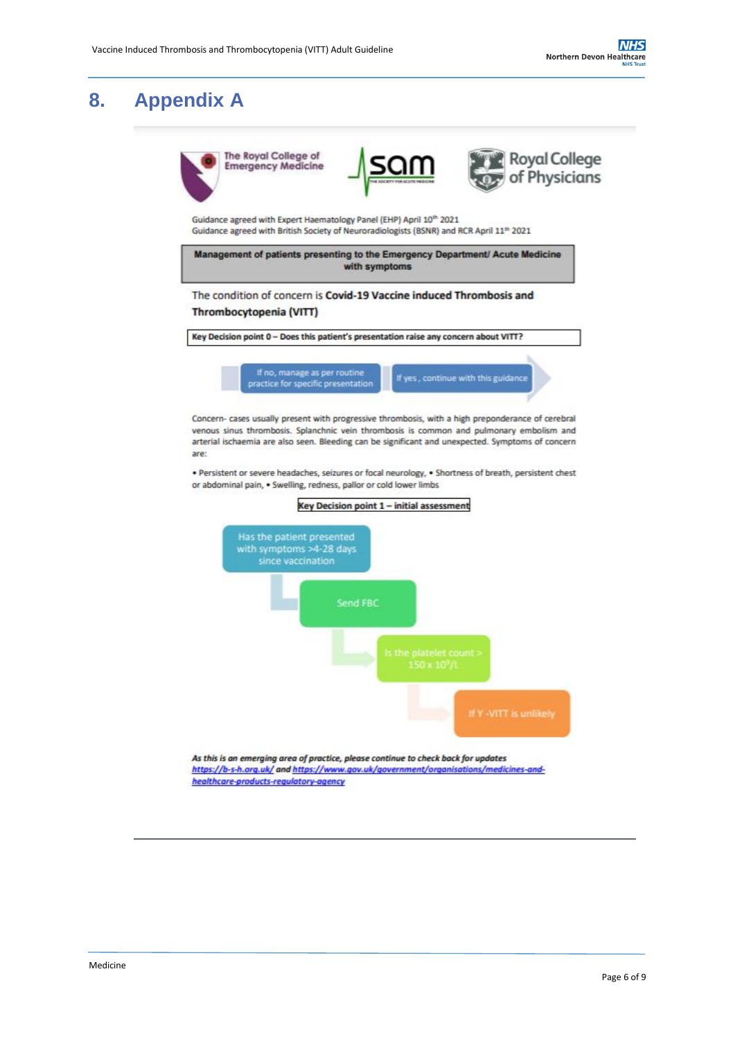# 8. Appendix A

The Royal College of Emergency Medicine

sam

Royal College of Physicians

Guidance agreed with Expert Haematology Panel (EHP) April 10th 2021
Guidance agreed with British Society of Neuroradiologists (BSNR) and RCR April 11th 2021

**Management of patients presenting to the Emergency Department/ Acute Medicine with symptoms**

The condition of concern is **Covid-19 Vaccine induced Thrombosis and Thrombocytopenia (VITT)**

**Key Decision point 0 – Does this patient's presentation raise any concern about VITT?**

- If no, manage as per routine practice for specific presentation
- If yes, continue with this guidance

Concern- cases usually present with progressive thrombosis, with a high preponderance of cerebral venous sinus thrombosis. Splanchnic vein thrombosis is common and pulmonary embolism and arterial ischaemia are also seen. Bleeding can be significant and unexpected. Symptoms of concern are:

• Persistent or severe headaches, seizures or focal neurology, • Shortness of breath, persistent chest or abdominal pain, • Swelling, redness, pallor or cold lower limbs

**Key Decision point 1 – initial assessment**

1. Has the patient presented with symptoms >4-28 days since vaccination
2. Send FBC
3. Is the platelet count > 150 x 10⁹/L
4. If Y -VITT is unlikely

***As this is an emerging area of practice, please continue to check back for updates*** https://b-s-h.org.uk/ **and** https://www.gov.uk/government/organisations/medicines-and-healthcare-products-regulatory-agency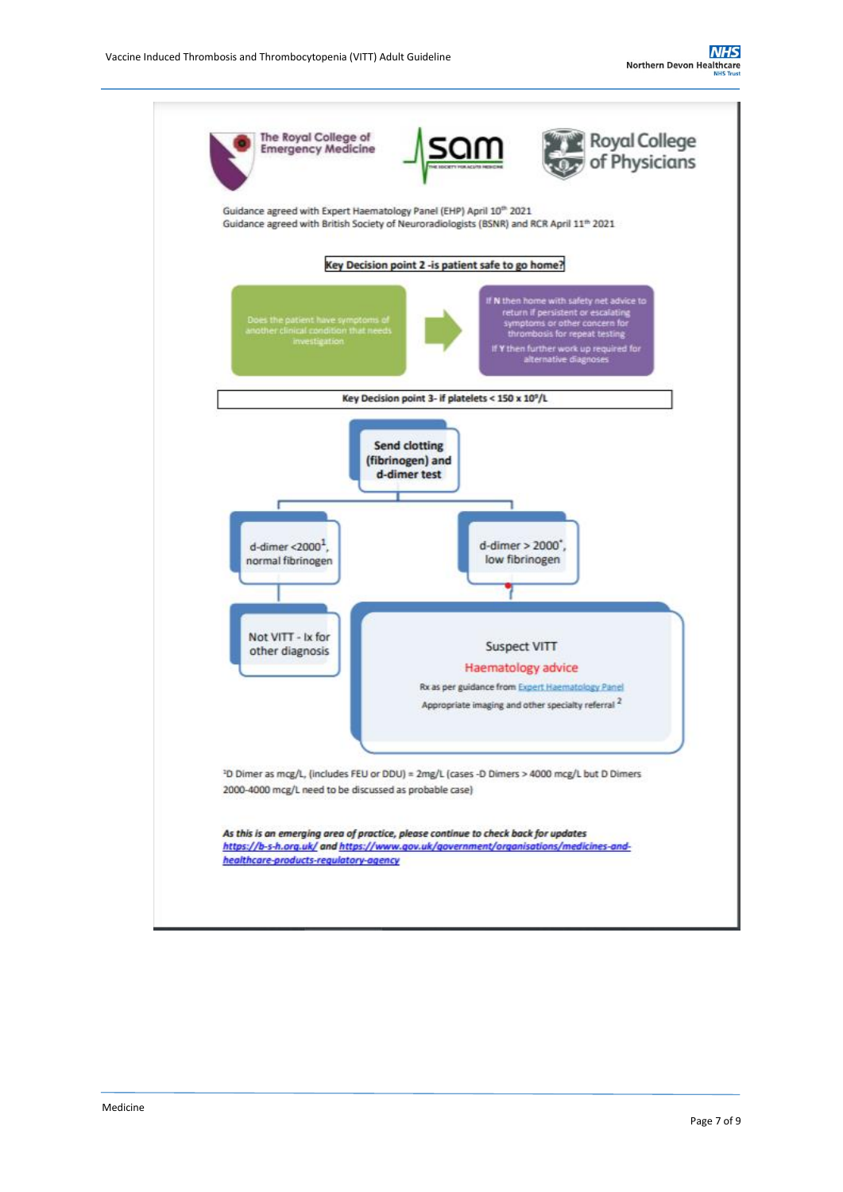The Royal College of Emergency Medicine | SAM The Society for Acute Medicine | Royal College of Physicians

Guidance agreed with Expert Haematology Panel (EHP) April 10th 2021
Guidance agreed with British Society of Neuroradiologists (BSNR) and RCR April 11th 2021

**Key Decision point 2 -is patient safe to go home?**

Does the patient have symptoms of another clinical condition that needs investigation

→

If N then home with safety net advice to return if persistent or escalating symptoms or other concern for thrombosis for repeat testing

If Y then further work up required for alternative diagnoses

**Key Decision point 3- if platelets < 150 x $10^9$/L**

**Send clotting (fibrinogen) and d-dimer test**

- d-dimer <2000[1], normal fibrinogen
  - Not VITT - Ix for other diagnosis
- d-dimer > 2000*, low fibrinogen
  - Suspect VITT
  - Haematology advice
  - Rx as per guidance from Expert Haematology Panel
  - Appropriate imaging and other specialty referral [2]

[1]D Dimer as mcg/L, (includes FEU or DDU) = 2mg/L (cases -D Dimers > 4000 mcg/L but D Dimers 2000-4000 mcg/L need to be discussed as probable case)

***As this is an emerging area of practice, please continue to check back for updates***
***https://b-s-h.org.uk/ and https://www.gov.uk/government/organisations/medicines-and-healthcare-products-regulatory-agency***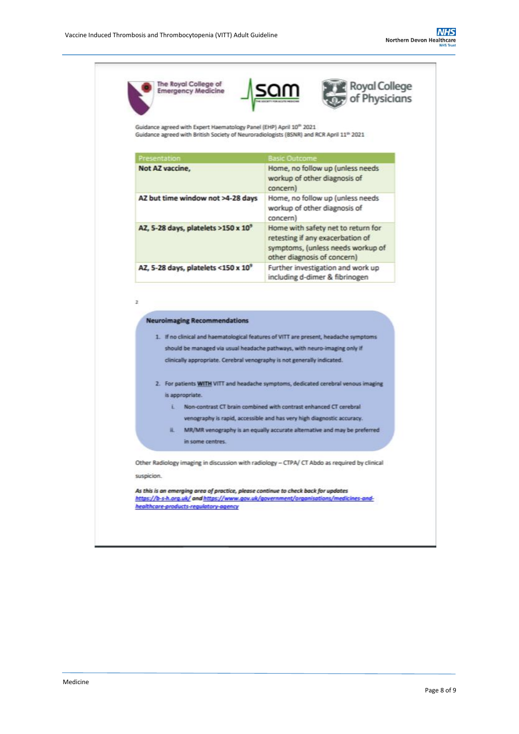Guidance agreed with Expert Haematology Panel (EHP) April 10th 2021
Guidance agreed with British Society of Neuroradiologists (BSNR) and RCR April 11th 2021

| Presentation | Basic Outcome |
|---|---|
| **Not AZ vaccine,** | Home, no follow up (unless needs workup of other diagnosis of concern) |
| **AZ but time window not >4-28 days** | Home, no follow up (unless needs workup of other diagnosis of concern) |
| **AZ, 5-28 days, platelets >150 x $10^9$** | Home with safety net to return for retesting if any exacerbation of symptoms, (unless needs workup of other diagnosis of concern) |
| **AZ, 5-28 days, platelets <150 x $10^9$** | Further investigation and work up including d-dimer & fibrinogen |

2

**Neuroimaging Recommendations**

1. If no clinical and haematological features of VITT are present, headache symptoms should be managed via usual headache pathways, with neuro-imaging only if clinically appropriate. Cerebral venography is not generally indicated.
2. For patients **WITH** VITT and headache symptoms, dedicated cerebral venous imaging is appropriate.
   i. Non-contrast CT brain combined with contrast enhanced CT cerebral venography is rapid, accessible and has very high diagnostic accuracy.
   ii. MR/MR venography is an equally accurate alternative and may be preferred in some centres.

Other Radiology imaging in discussion with radiology – CTPA/ CT Abdo as required by clinical suspicion.

***As this is an emerging area of practice, please continue to check back for updates https://b-s-h.org.uk/ and https://www.gov.uk/government/organisations/medicines-and-healthcare-products-regulatory-agency***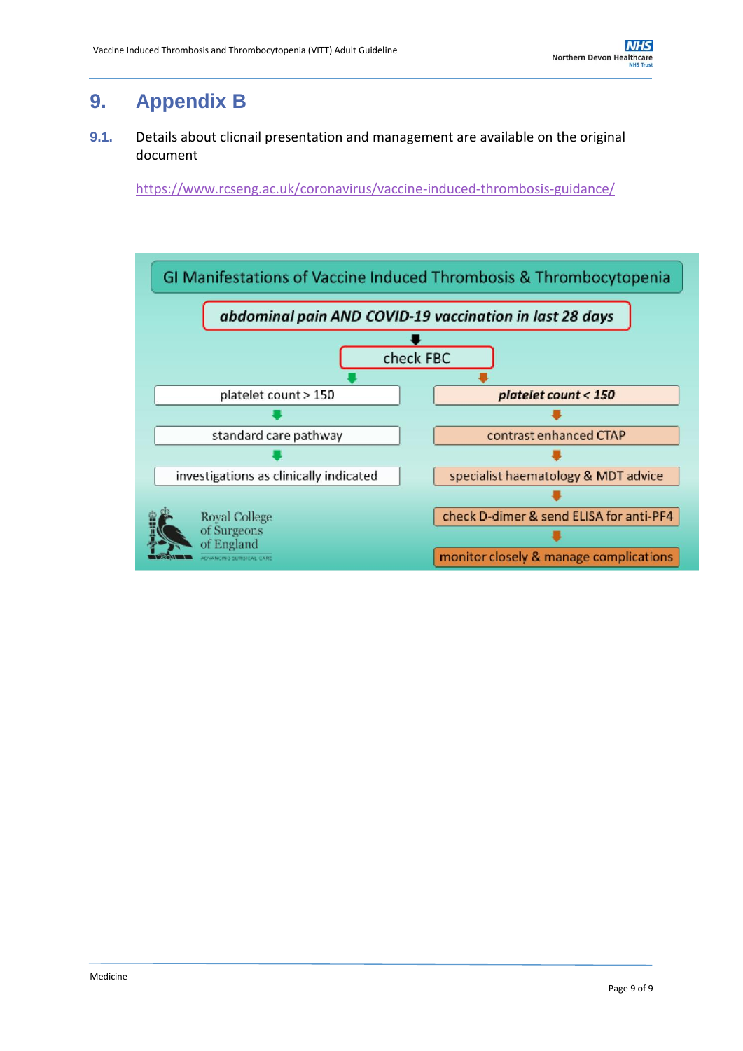# 9. Appendix B

**9.1.** Details about clicnail presentation and management are available on the original document

https://www.rcseng.ac.uk/coronavirus/vaccine-induced-thrombosis-guidance/

GI Manifestations of Vaccine Induced Thrombosis & Thrombocytopenia

***abdominal pain AND COVID-19 vaccination in last 28 days***

check FBC

platelet count > 150

standard care pathway

investigations as clinically indicated

***platelet count < 150***

contrast enhanced CTAP

specialist haematology & MDT advice

check D-dimer & send ELISA for anti-PF4

monitor closely & manage complications

Royal College of Surgeons of England

ADVANCING SURGICAL CARE